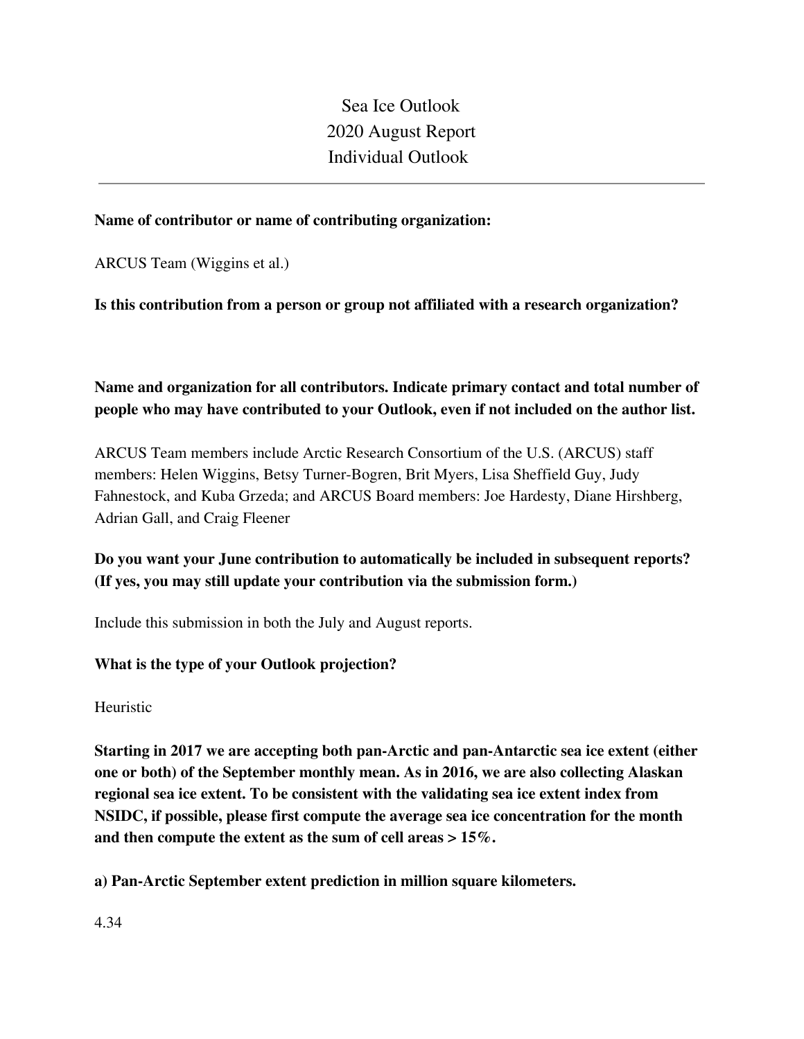# Sea Ice Outlook
# 2020 August Report
# Individual Outlook

---

**Name of contributor or name of contributing organization:**

ARCUS Team (Wiggins et al.)

**Is this contribution from a person or group not affiliated with a research organization?**

**Name and organization for all contributors. Indicate primary contact and total number of people who may have contributed to your Outlook, even if not included on the author list.**

ARCUS Team members include Arctic Research Consortium of the U.S. (ARCUS) staff members: Helen Wiggins, Betsy Turner-Bogren, Brit Myers, Lisa Sheffield Guy, Judy Fahnestock, and Kuba Grzeda; and ARCUS Board members: Joe Hardesty, Diane Hirshberg, Adrian Gall, and Craig Fleener

**Do you want your June contribution to automatically be included in subsequent reports? (If yes, you may still update your contribution via the submission form.)**

Include this submission in both the July and August reports.

**What is the type of your Outlook projection?**

Heuristic

**Starting in 2017 we are accepting both pan-Arctic and pan-Antarctic sea ice extent (either one or both) of the September monthly mean. As in 2016, we are also collecting Alaskan regional sea ice extent. To be consistent with the validating sea ice extent index from NSIDC, if possible, please first compute the average sea ice concentration for the month and then compute the extent as the sum of cell areas > 15%.**

**a) Pan-Arctic September extent prediction in million square kilometers.**

4.34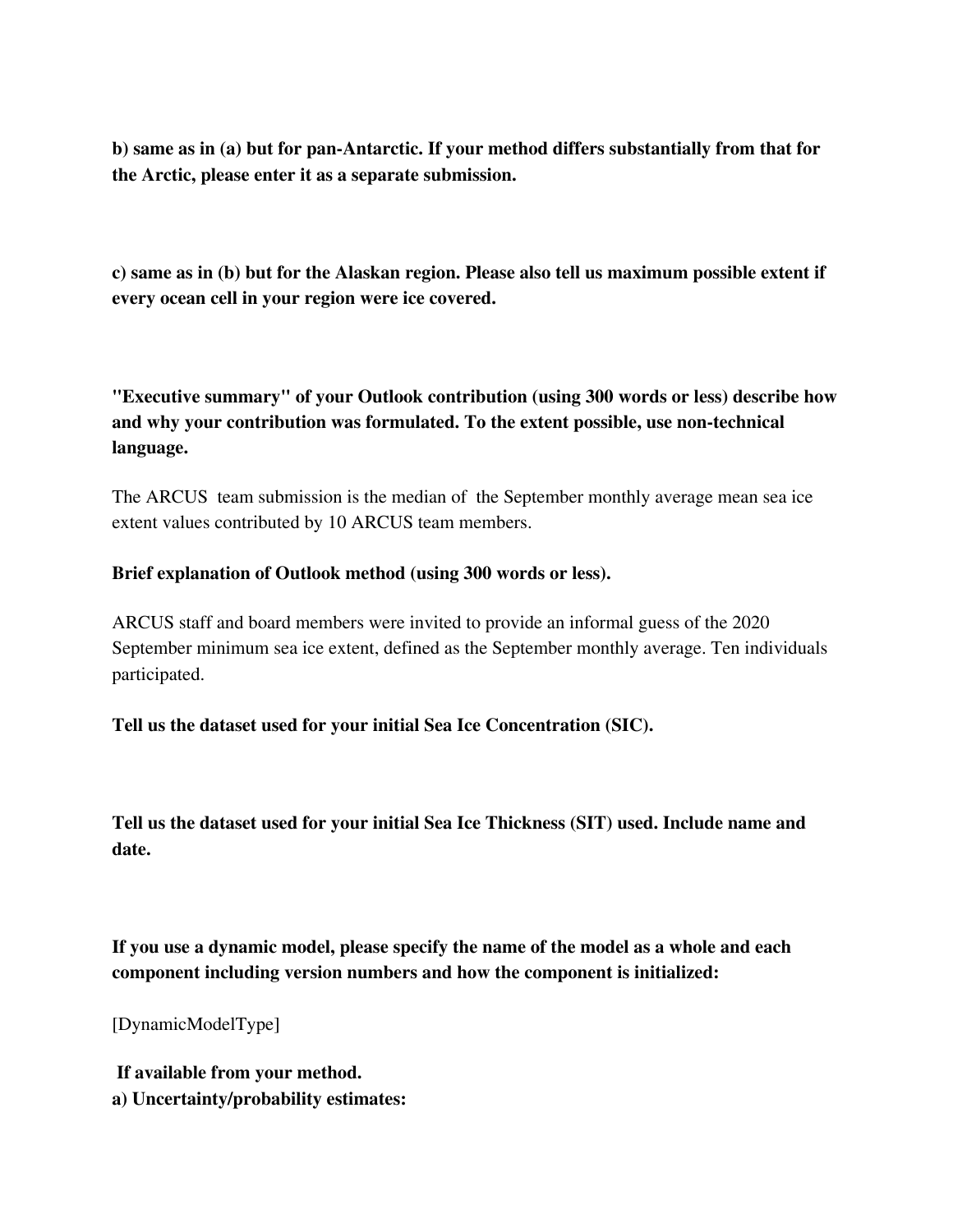**b) same as in (a) but for pan-Antarctic. If your method differs substantially from that for the Arctic, please enter it as a separate submission.**

**c) same as in (b) but for the Alaskan region. Please also tell us maximum possible extent if every ocean cell in your region were ice covered.**

**"Executive summary" of your Outlook contribution (using 300 words or less) describe how and why your contribution was formulated. To the extent possible, use non-technical language.**

The ARCUS team submission is the median of the September monthly average mean sea ice extent values contributed by 10 ARCUS team members.

**Brief explanation of Outlook method (using 300 words or less).**

ARCUS staff and board members were invited to provide an informal guess of the 2020 September minimum sea ice extent, defined as the September monthly average. Ten individuals participated.

**Tell us the dataset used for your initial Sea Ice Concentration (SIC).**

**Tell us the dataset used for your initial Sea Ice Thickness (SIT) used. Include name and date.**

**If you use a dynamic model, please specify the name of the model as a whole and each component including version numbers and how the component is initialized:**

[DynamicModelType]

**If available from your method.**
**a) Uncertainty/probability estimates:**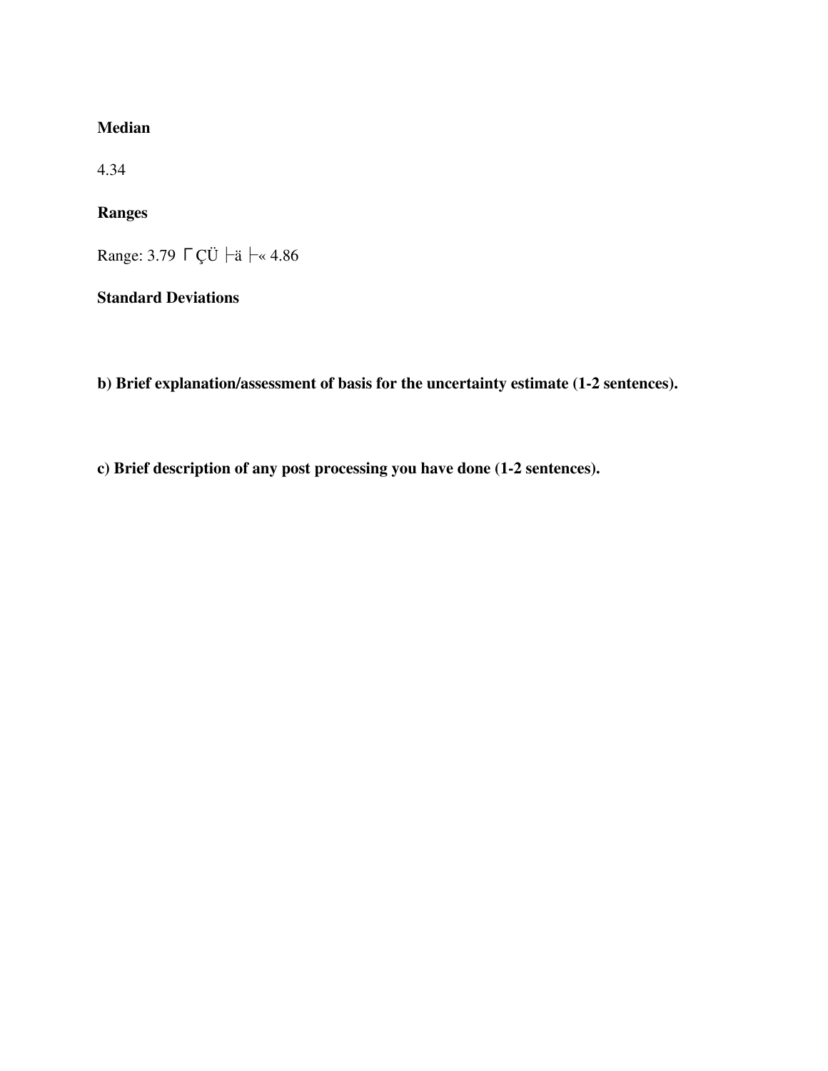**Median**

4.34

**Ranges**

Range: 3.79 ΓÇÜ ├ä ├« 4.86

**Standard Deviations**

**b) Brief explanation/assessment of basis for the uncertainty estimate (1-2 sentences).**

**c) Brief description of any post processing you have done (1-2 sentences).**